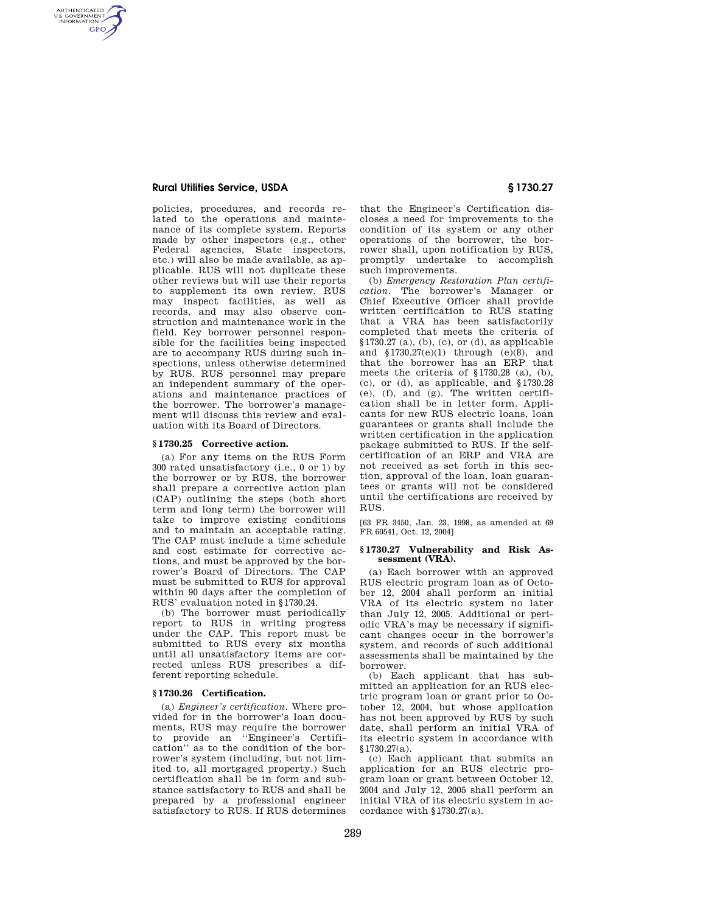policies, procedures, and records related to the operations and maintenance of its complete system. Reports made by other inspectors (e.g., other Federal agencies, State inspectors, etc.) will also be made available, as applicable. RUS will not duplicate these other reviews but will use their reports to supplement its own review. RUS may inspect facilities, as well as records, and may also observe construction and maintenance work in the field. Key borrower personnel responsible for the facilities being inspected are to accompany RUS during such inspections, unless otherwise determined by RUS. RUS personnel may prepare an independent summary of the operations and maintenance practices of the borrower. The borrower's management will discuss this review and evaluation with its Board of Directors.

### § 1730.25 Corrective action.

(a) For any items on the RUS Form 300 rated unsatisfactory (i.e., 0 or 1) by the borrower or by RUS, the borrower shall prepare a corrective action plan (CAP) outlining the steps (both short term and long term) the borrower will take to improve existing conditions and to maintain an acceptable rating. The CAP must include a time schedule and cost estimate for corrective actions, and must be approved by the borrower's Board of Directors. The CAP must be submitted to RUS for approval within 90 days after the completion of RUS' evaluation noted in §1730.24.

(b) The borrower must periodically report to RUS in writing progress under the CAP. This report must be submitted to RUS every six months until all unsatisfactory items are corrected unless RUS prescribes a different reporting schedule.

### § 1730.26 Certification.

(a) *Engineer's certification*. Where provided for in the borrower's loan documents, RUS may require the borrower to provide an "Engineer's Certification" as to the condition of the borrower's system (including, but not limited to, all mortgaged property.) Such certification shall be in form and substance satisfactory to RUS and shall be prepared by a professional engineer satisfactory to RUS. If RUS determines that the Engineer's Certification discloses a need for improvements to the condition of its system or any other operations of the borrower, the borrower shall, upon notification by RUS, promptly undertake to accomplish such improvements.

(b) *Emergency Restoration Plan certification*. The borrower's Manager or Chief Executive Officer shall provide written certification to RUS stating that a VRA has been satisfactorily completed that meets the criteria of §1730.27 (a), (b), (c), or (d), as applicable and §1730.27(e)(1) through (e)(8), and that the borrower has an ERP that meets the criteria of §1730.28 (a), (b), (c), or (d), as applicable, and §1730.28 (e), (f), and (g). The written certification shall be in letter form. Applicants for new RUS electric loans, loan guarantees or grants shall include the written certification in the application package submitted to RUS. If the self-certification of an ERP and VRA are not received as set forth in this section, approval of the loan, loan guarantees or grants will not be considered until the certifications are received by RUS.

[63 FR 3450, Jan. 23, 1998, as amended at 69 FR 60541, Oct. 12, 2004]

### § 1730.27 Vulnerability and Risk Assessment (VRA).

(a) Each borrower with an approved RUS electric program loan as of October 12, 2004 shall perform an initial VRA of its electric system no later than July 12, 2005. Additional or periodic VRA's may be necessary if significant changes occur in the borrower's system, and records of such additional assessments shall be maintained by the borrower.

(b) Each applicant that has submitted an application for an RUS electric program loan or grant prior to October 12, 2004, but whose application has not been approved by RUS by such date, shall perform an initial VRA of its electric system in accordance with §1730.27(a).

(c) Each applicant that submits an application for an RUS electric program loan or grant between October 12, 2004 and July 12, 2005 shall perform an initial VRA of its electric system in accordance with §1730.27(a).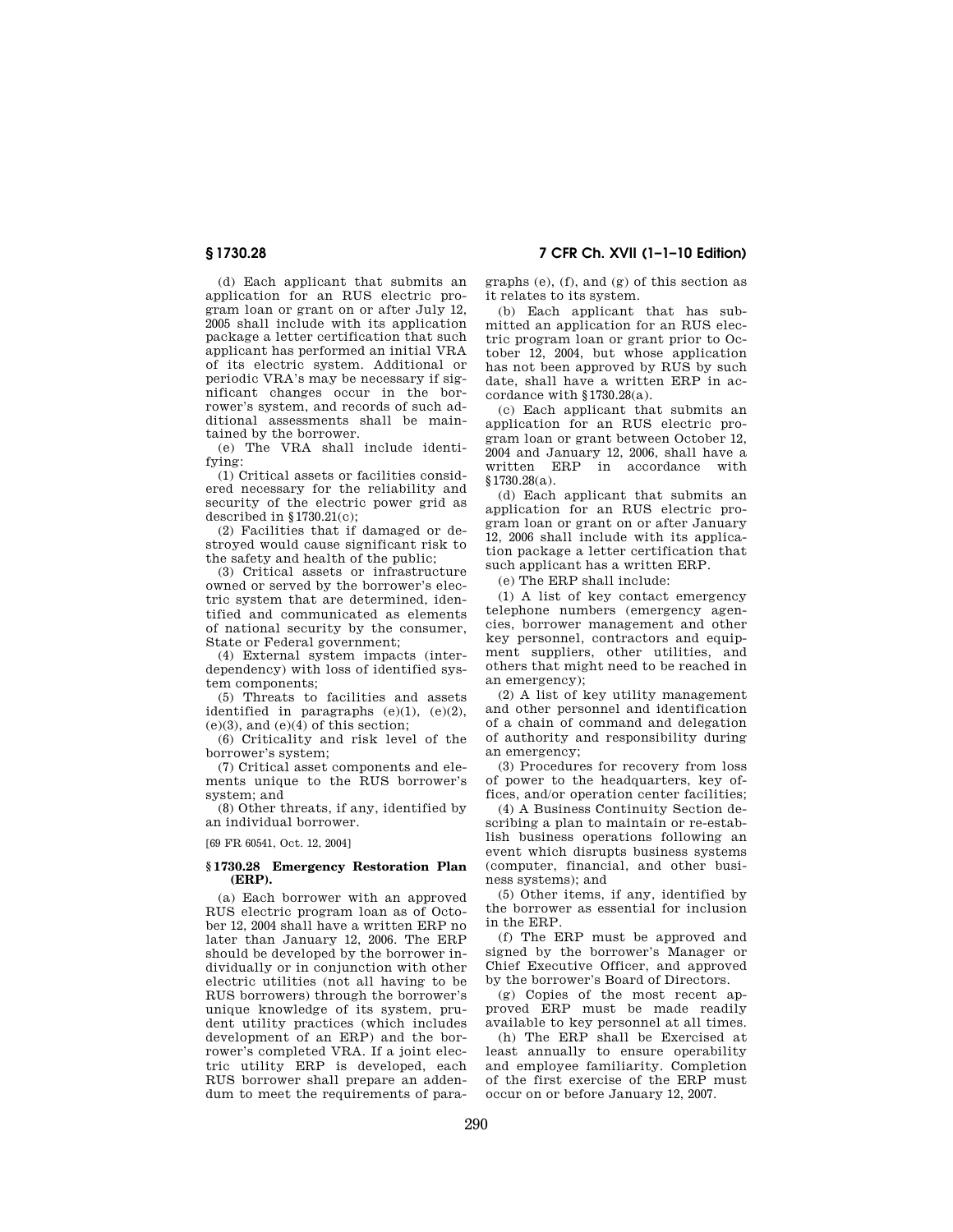(d) Each applicant that submits an application for an RUS electric program loan or grant on or after July 12, 2005 shall include with its application package a letter certification that such applicant has performed an initial VRA of its electric system. Additional or periodic VRA's may be necessary if significant changes occur in the borrower's system, and records of such additional assessments shall be maintained by the borrower.

(e) The VRA shall include identifying:

(1) Critical assets or facilities considered necessary for the reliability and security of the electric power grid as described in §1730.21(c);

(2) Facilities that if damaged or destroyed would cause significant risk to the safety and health of the public;

(3) Critical assets or infrastructure owned or served by the borrower's electric system that are determined, identified and communicated as elements of national security by the consumer, State or Federal government;

(4) External system impacts (interdependency) with loss of identified system components;

(5) Threats to facilities and assets identified in paragraphs (e)(1), (e)(2), (e)(3), and (e)(4) of this section;

(6) Criticality and risk level of the borrower's system;

(7) Critical asset components and elements unique to the RUS borrower's system; and

(8) Other threats, if any, identified by an individual borrower.

[69 FR 60541, Oct. 12, 2004]

## §1730.28 Emergency Restoration Plan (ERP).

(a) Each borrower with an approved RUS electric program loan as of October 12, 2004 shall have a written ERP no later than January 12, 2006. The ERP should be developed by the borrower individually or in conjunction with other electric utilities (not all having to be RUS borrowers) through the borrower's unique knowledge of its system, prudent utility practices (which includes development of an ERP) and the borrower's completed VRA. If a joint electric utility ERP is developed, each RUS borrower shall prepare an addendum to meet the requirements of paragraphs (e), (f), and (g) of this section as it relates to its system.

(b) Each applicant that has submitted an application for an RUS electric program loan or grant prior to October 12, 2004, but whose application has not been approved by RUS by such date, shall have a written ERP in accordance with §1730.28(a).

(c) Each applicant that submits an application for an RUS electric program loan or grant between October 12, 2004 and January 12, 2006, shall have a written ERP in accordance with §1730.28(a).

(d) Each applicant that submits an application for an RUS electric program loan or grant on or after January 12, 2006 shall include with its application package a letter certification that such applicant has a written ERP.

(e) The ERP shall include:

(1) A list of key contact emergency telephone numbers (emergency agencies, borrower management and other key personnel, contractors and equipment suppliers, other utilities, and others that might need to be reached in an emergency);

(2) A list of key utility management and other personnel and identification of a chain of command and delegation of authority and responsibility during an emergency;

(3) Procedures for recovery from loss of power to the headquarters, key offices, and/or operation center facilities;

(4) A Business Continuity Section describing a plan to maintain or re-establish business operations following an event which disrupts business systems (computer, financial, and other business systems); and

(5) Other items, if any, identified by the borrower as essential for inclusion in the ERP.

(f) The ERP must be approved and signed by the borrower's Manager or Chief Executive Officer, and approved by the borrower's Board of Directors.

(g) Copies of the most recent approved ERP must be made readily available to key personnel at all times.

(h) The ERP shall be Exercised at least annually to ensure operability and employee familiarity. Completion of the first exercise of the ERP must occur on or before January 12, 2007.